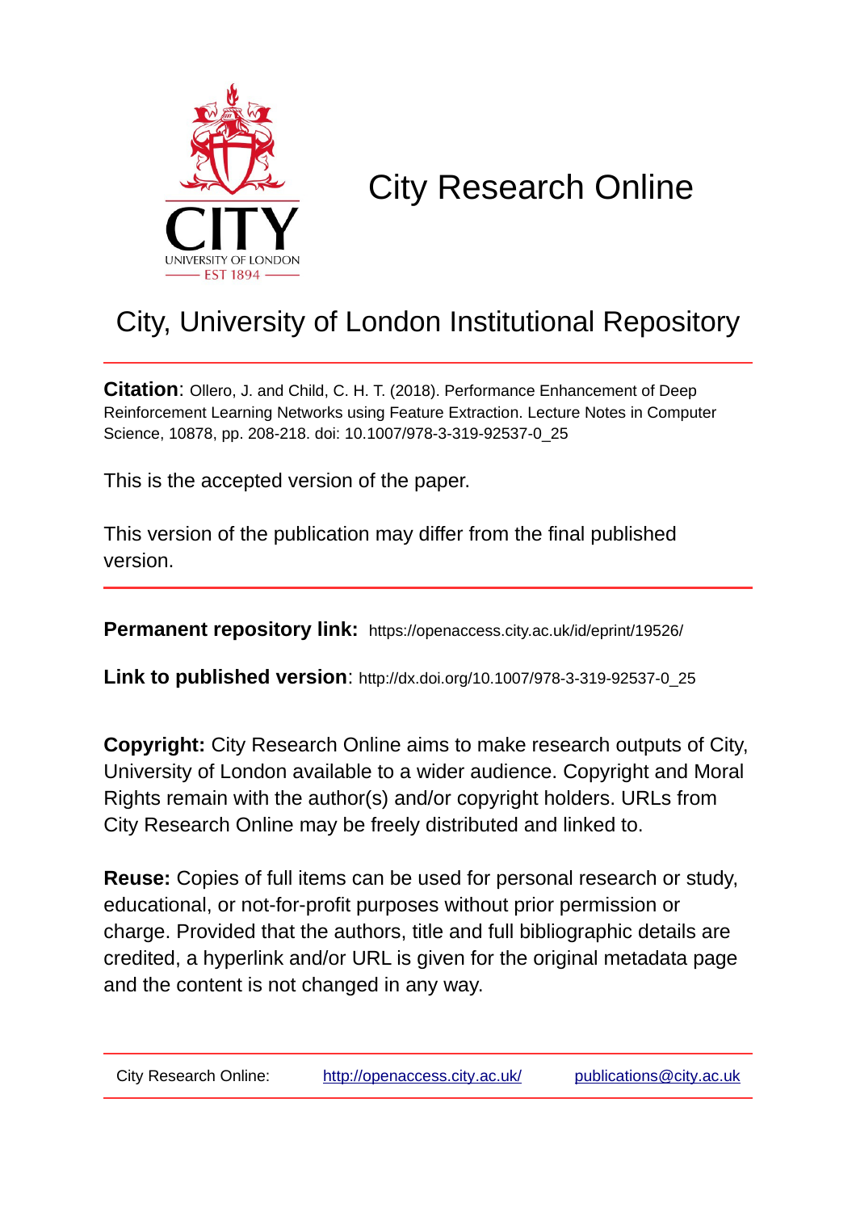# City Research Online

## City, University of London Institutional Repository

**Citation**: Ollero, J. and Child, C. H. T. (2018). Performance Enhancement of Deep Reinforcement Learning Networks using Feature Extraction. Lecture Notes in Computer Science, 10878, pp. 208-218. doi: 10.1007/978-3-319-92537-0_25

This is the accepted version of the paper.

This version of the publication may differ from the final published version.

**Permanent repository link:** https://openaccess.city.ac.uk/id/eprint/19526/

**Link to published version**: http://dx.doi.org/10.1007/978-3-319-92537-0_25

**Copyright:** City Research Online aims to make research outputs of City, University of London available to a wider audience. Copyright and Moral Rights remain with the author(s) and/or copyright holders. URLs from City Research Online may be freely distributed and linked to.

**Reuse:** Copies of full items can be used for personal research or study, educational, or not-for-profit purposes without prior permission or charge. Provided that the authors, title and full bibliographic details are credited, a hyperlink and/or URL is given for the original metadata page and the content is not changed in any way.

City Research Online: http://openaccess.city.ac.uk/ publications@city.ac.uk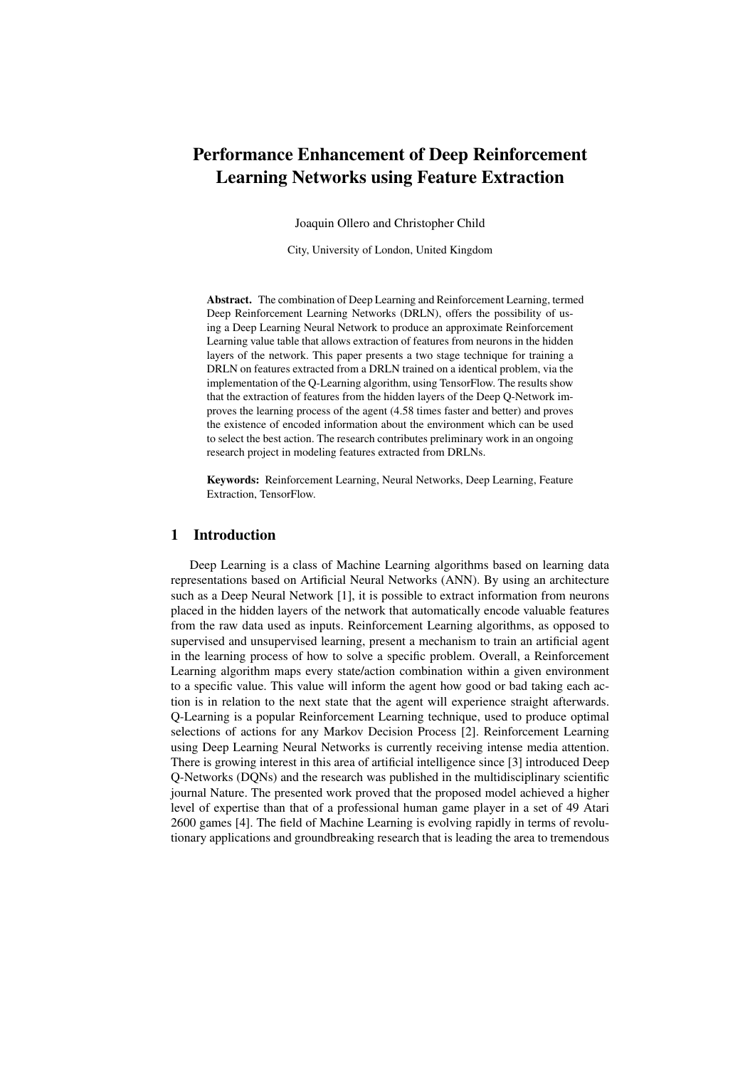# Performance Enhancement of Deep Reinforcement Learning Networks using Feature Extraction

Joaquin Ollero and Christopher Child

City, University of London, United Kingdom

**Abstract.** The combination of Deep Learning and Reinforcement Learning, termed Deep Reinforcement Learning Networks (DRLN), offers the possibility of using a Deep Learning Neural Network to produce an approximate Reinforcement Learning value table that allows extraction of features from neurons in the hidden layers of the network. This paper presents a two stage technique for training a DRLN on features extracted from a DRLN trained on a identical problem, via the implementation of the Q-Learning algorithm, using TensorFlow. The results show that the extraction of features from the hidden layers of the Deep Q-Network improves the learning process of the agent (4.58 times faster and better) and proves the existence of encoded information about the environment which can be used to select the best action. The research contributes preliminary work in an ongoing research project in modeling features extracted from DRLNs.

**Keywords:** Reinforcement Learning, Neural Networks, Deep Learning, Feature Extraction, TensorFlow.

## 1 Introduction

Deep Learning is a class of Machine Learning algorithms based on learning data representations based on Artificial Neural Networks (ANN). By using an architecture such as a Deep Neural Network [1], it is possible to extract information from neurons placed in the hidden layers of the network that automatically encode valuable features from the raw data used as inputs. Reinforcement Learning algorithms, as opposed to supervised and unsupervised learning, present a mechanism to train an artificial agent in the learning process of how to solve a specific problem. Overall, a Reinforcement Learning algorithm maps every state/action combination within a given environment to a specific value. This value will inform the agent how good or bad taking each action is in relation to the next state that the agent will experience straight afterwards. Q-Learning is a popular Reinforcement Learning technique, used to produce optimal selections of actions for any Markov Decision Process [2]. Reinforcement Learning using Deep Learning Neural Networks is currently receiving intense media attention. There is growing interest in this area of artificial intelligence since [3] introduced Deep Q-Networks (DQNs) and the research was published in the multidisciplinary scientific journal Nature. The presented work proved that the proposed model achieved a higher level of expertise than that of a professional human game player in a set of 49 Atari 2600 games [4]. The field of Machine Learning is evolving rapidly in terms of revolutionary applications and groundbreaking research that is leading the area to tremendous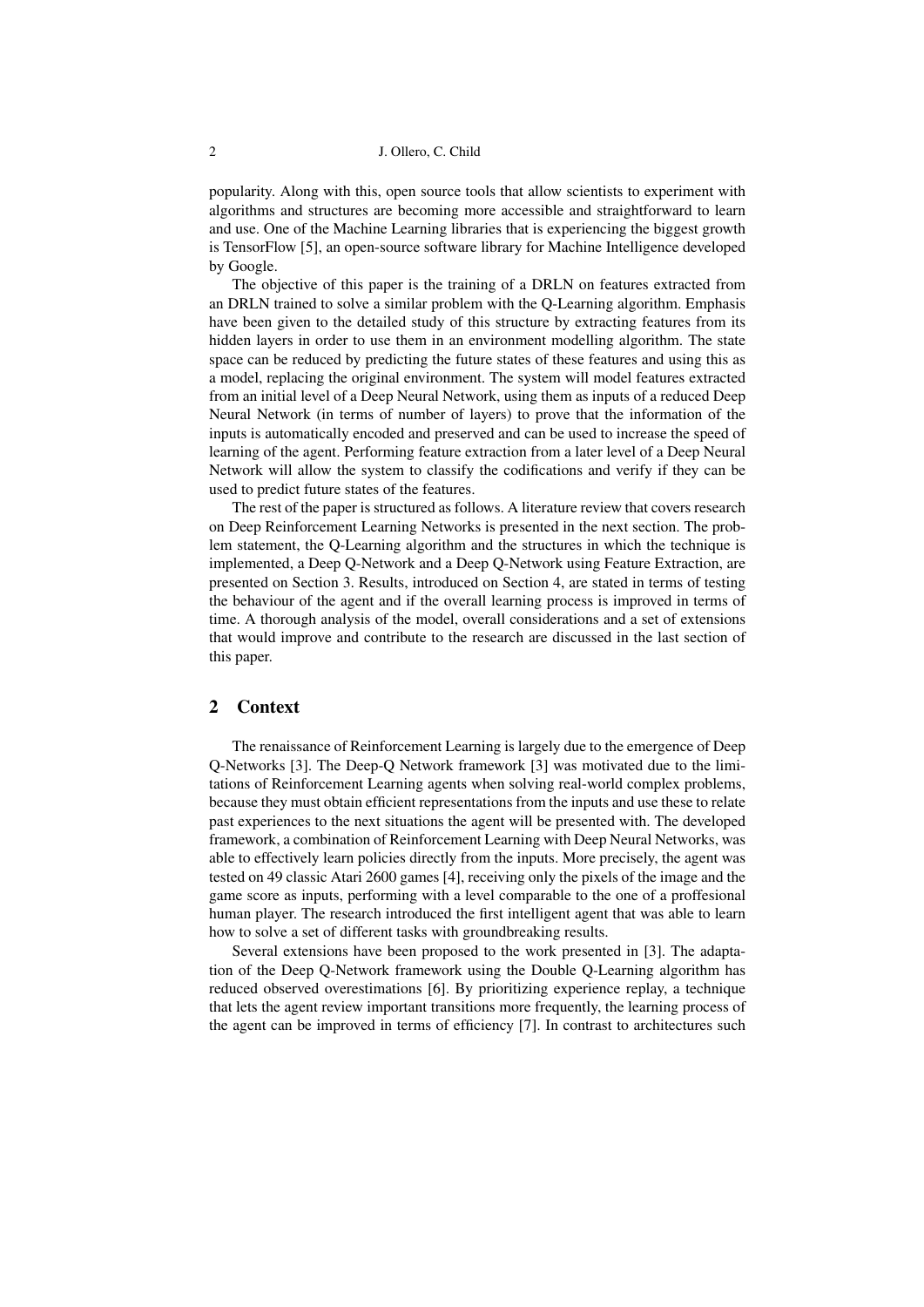popularity. Along with this, open source tools that allow scientists to experiment with algorithms and structures are becoming more accessible and straightforward to learn and use. One of the Machine Learning libraries that is experiencing the biggest growth is TensorFlow [5], an open-source software library for Machine Intelligence developed by Google.

The objective of this paper is the training of a DRLN on features extracted from an DRLN trained to solve a similar problem with the Q-Learning algorithm. Emphasis have been given to the detailed study of this structure by extracting features from its hidden layers in order to use them in an environment modelling algorithm. The state space can be reduced by predicting the future states of these features and using this as a model, replacing the original environment. The system will model features extracted from an initial level of a Deep Neural Network, using them as inputs of a reduced Deep Neural Network (in terms of number of layers) to prove that the information of the inputs is automatically encoded and preserved and can be used to increase the speed of learning of the agent. Performing feature extraction from a later level of a Deep Neural Network will allow the system to classify the codifications and verify if they can be used to predict future states of the features.

The rest of the paper is structured as follows. A literature review that covers research on Deep Reinforcement Learning Networks is presented in the next section. The problem statement, the Q-Learning algorithm and the structures in which the technique is implemented, a Deep Q-Network and a Deep Q-Network using Feature Extraction, are presented on Section 3. Results, introduced on Section 4, are stated in terms of testing the behaviour of the agent and if the overall learning process is improved in terms of time. A thorough analysis of the model, overall considerations and a set of extensions that would improve and contribute to the research are discussed in the last section of this paper.

## 2 Context

The renaissance of Reinforcement Learning is largely due to the emergence of Deep Q-Networks [3]. The Deep-Q Network framework [3] was motivated due to the limitations of Reinforcement Learning agents when solving real-world complex problems, because they must obtain efficient representations from the inputs and use these to relate past experiences to the next situations the agent will be presented with. The developed framework, a combination of Reinforcement Learning with Deep Neural Networks, was able to effectively learn policies directly from the inputs. More precisely, the agent was tested on 49 classic Atari 2600 games [4], receiving only the pixels of the image and the game score as inputs, performing with a level comparable to the one of a proffesional human player. The research introduced the first intelligent agent that was able to learn how to solve a set of different tasks with groundbreaking results.

Several extensions have been proposed to the work presented in [3]. The adaptation of the Deep Q-Network framework using the Double Q-Learning algorithm has reduced observed overestimations [6]. By prioritizing experience replay, a technique that lets the agent review important transitions more frequently, the learning process of the agent can be improved in terms of efficiency [7]. In contrast to architectures such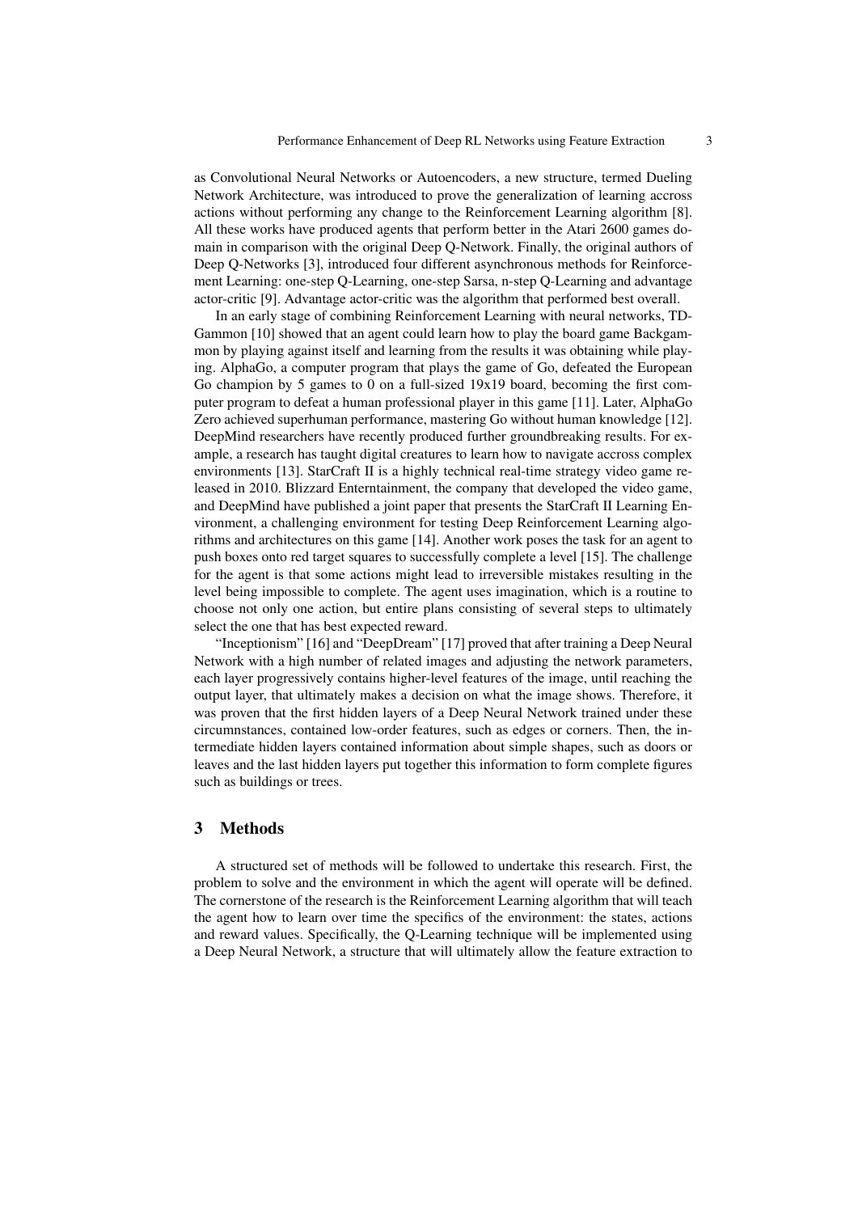as Convolutional Neural Networks or Autoencoders, a new structure, termed Dueling Network Architecture, was introduced to prove the generalization of learning accross actions without performing any change to the Reinforcement Learning algorithm [8]. All these works have produced agents that perform better in the Atari 2600 games domain in comparison with the original Deep Q-Network. Finally, the original authors of Deep Q-Networks [3], introduced four different asynchronous methods for Reinforcement Learning: one-step Q-Learning, one-step Sarsa, n-step Q-Learning and advantage actor-critic [9]. Advantage actor-critic was the algorithm that performed best overall.

In an early stage of combining Reinforcement Learning with neural networks, TD-Gammon [10] showed that an agent could learn how to play the board game Backgammon by playing against itself and learning from the results it was obtaining while playing. AlphaGo, a computer program that plays the game of Go, defeated the European Go champion by 5 games to 0 on a full-sized 19x19 board, becoming the first computer program to defeat a human professional player in this game [11]. Later, AlphaGo Zero achieved superhuman performance, mastering Go without human knowledge [12]. DeepMind researchers have recently produced further groundbreaking results. For example, a research has taught digital creatures to learn how to navigate accross complex environments [13]. StarCraft II is a highly technical real-time strategy video game released in 2010. Blizzard Enterntainment, the company that developed the video game, and DeepMind have published a joint paper that presents the StarCraft II Learning Environment, a challenging environment for testing Deep Reinforcement Learning algorithms and architectures on this game [14]. Another work poses the task for an agent to push boxes onto red target squares to successfully complete a level [15]. The challenge for the agent is that some actions might lead to irreversible mistakes resulting in the level being impossible to complete. The agent uses imagination, which is a routine to choose not only one action, but entire plans consisting of several steps to ultimately select the one that has best expected reward.

"Inceptionism" [16] and "DeepDream" [17] proved that after training a Deep Neural Network with a high number of related images and adjusting the network parameters, each layer progressively contains higher-level features of the image, until reaching the output layer, that ultimately makes a decision on what the image shows. Therefore, it was proven that the first hidden layers of a Deep Neural Network trained under these circumnstances, contained low-order features, such as edges or corners. Then, the intermediate hidden layers contained information about simple shapes, such as doors or leaves and the last hidden layers put together this information to form complete figures such as buildings or trees.

## 3 Methods

A structured set of methods will be followed to undertake this research. First, the problem to solve and the environment in which the agent will operate will be defined. The cornerstone of the research is the Reinforcement Learning algorithm that will teach the agent how to learn over time the specifics of the environment: the states, actions and reward values. Specifically, the Q-Learning technique will be implemented using a Deep Neural Network, a structure that will ultimately allow the feature extraction to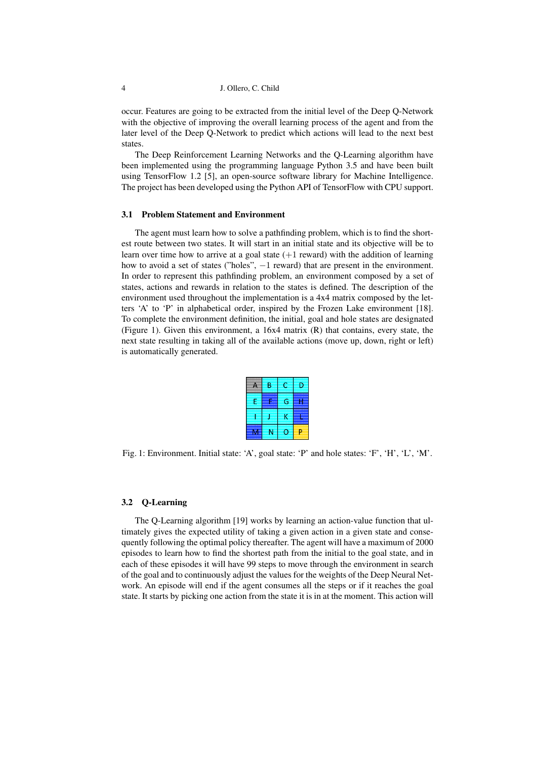occur. Features are going to be extracted from the initial level of the Deep Q-Network with the objective of improving the overall learning process of the agent and from the later level of the Deep Q-Network to predict which actions will lead to the next best states.

The Deep Reinforcement Learning Networks and the Q-Learning algorithm have been implemented using the programming language Python 3.5 and have been built using TensorFlow 1.2 [5], an open-source software library for Machine Intelligence. The project has been developed using the Python API of TensorFlow with CPU support.

### 3.1 Problem Statement and Environment

The agent must learn how to solve a pathfinding problem, which is to find the shortest route between two states. It will start in an initial state and its objective will be to learn over time how to arrive at a goal state (+1 reward) with the addition of learning how to avoid a set of states ("holes", −1 reward) that are present in the environment. In order to represent this pathfinding problem, an environment composed by a set of states, actions and rewards in relation to the states is defined. The description of the environment used throughout the implementation is a 4x4 matrix composed by the letters 'A' to 'P' in alphabetical order, inspired by the Frozen Lake environment [18]. To complete the environment definition, the initial, goal and hole states are designated (Figure 1). Given this environment, a 16x4 matrix (R) that contains, every state, the next state resulting in taking all of the available actions (move up, down, right or left) is automatically generated.

| A | B | C | D |
|---|---|---|---|
| E | F | G | H |
| I | J | K | L |
| M | N | O | P |

Fig. 1: Environment. Initial state: 'A', goal state: 'P' and hole states: 'F', 'H', 'L', 'M'.

### 3.2 Q-Learning

The Q-Learning algorithm [19] works by learning an action-value function that ultimately gives the expected utility of taking a given action in a given state and consequently following the optimal policy thereafter. The agent will have a maximum of 2000 episodes to learn how to find the shortest path from the initial to the goal state, and in each of these episodes it will have 99 steps to move through the environment in search of the goal and to continuously adjust the values for the weights of the Deep Neural Network. An episode will end if the agent consumes all the steps or if it reaches the goal state. It starts by picking one action from the state it is in at the moment. This action will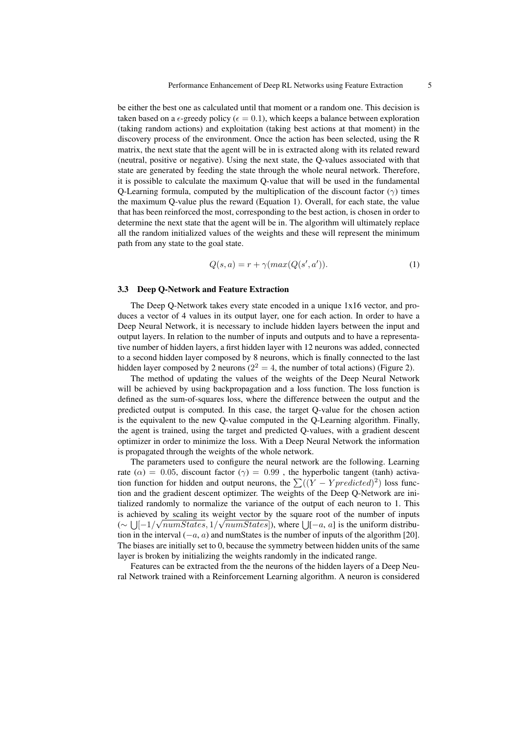be either the best one as calculated until that moment or a random one. This decision is taken based on a $\epsilon$-greedy policy ($\epsilon = 0.1$), which keeps a balance between exploration (taking random actions) and exploitation (taking best actions at that moment) in the discovery process of the environment. Once the action has been selected, using the R matrix, the next state that the agent will be in is extracted along with its related reward (neutral, positive or negative). Using the next state, the Q-values associated with that state are generated by feeding the state through the whole neural network. Therefore, it is possible to calculate the maximum Q-value that will be used in the fundamental Q-Learning formula, computed by the multiplication of the discount factor ($\gamma$) times the maximum Q-value plus the reward (Equation 1). Overall, for each state, the value that has been reinforced the most, corresponding to the best action, is chosen in order to determine the next state that the agent will be in. The algorithm will ultimately replace all the random initialized values of the weights and these will represent the minimum path from any state to the goal state.

$$Q(s, a) = r + \gamma(max(Q(s', a'))). \tag{1}$$

### 3.3 Deep Q-Network and Feature Extraction

The Deep Q-Network takes every state encoded in a unique 1x16 vector, and produces a vector of 4 values in its output layer, one for each action. In order to have a Deep Neural Network, it is necessary to include hidden layers between the input and output layers. In relation to the number of inputs and outputs and to have a representative number of hidden layers, a first hidden layer with 12 neurons was added, connected to a second hidden layer composed by 8 neurons, which is finally connected to the last hidden layer composed by 2 neurons ($2^2 = 4$, the number of total actions) (Figure 2).

The method of updating the values of the weights of the Deep Neural Network will be achieved by using backpropagation and a loss function. The loss function is defined as the sum-of-squares loss, where the difference between the output and the predicted output is computed. In this case, the target Q-value for the chosen action is the equivalent to the new Q-value computed in the Q-Learning algorithm. Finally, the agent is trained, using the target and predicted Q-values, with a gradient descent optimizer in order to minimize the loss. With a Deep Neural Network the information is propagated through the weights of the whole network.

The parameters used to configure the neural network are the following. Learning rate ($\alpha$) $= 0.05$, discount factor ($\gamma$) $= 0.99$ , the hyperbolic tangent (tanh) activation function for hidden and output neurons, the $\sum((Y - Ypredicted)^2)$ loss function and the gradient descent optimizer. The weights of the Deep Q-Network are initialized randomly to normalize the variance of the output of each neuron to 1. This is achieved by scaling its weight vector by the square root of the number of inputs ($\sim \bigcup[-1/\sqrt{numStates}, 1/\sqrt{numStates}]$), where $\bigcup[-a, a]$ is the uniform distribution in the interval $(-a, a)$ and numStates is the number of inputs of the algorithm [20]. The biases are initially set to 0, because the symmetry between hidden units of the same layer is broken by initializing the weights randomly in the indicated range.

Features can be extracted from the the neurons of the hidden layers of a Deep Neural Network trained with a Reinforcement Learning algorithm. A neuron is considered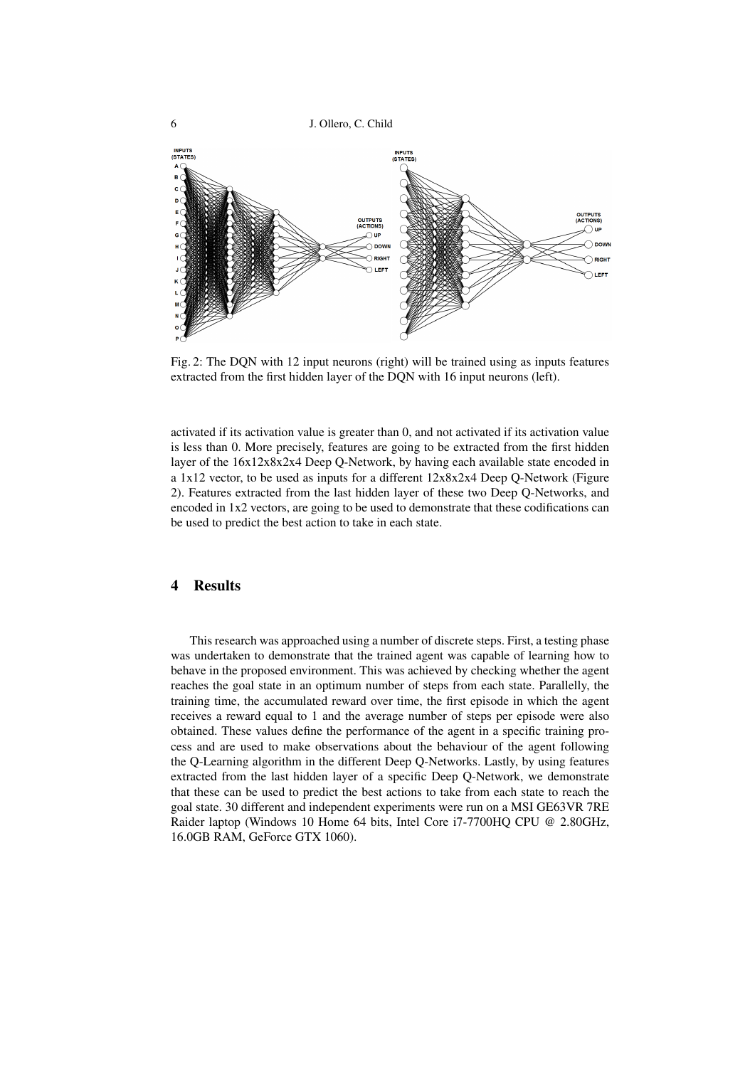Fig. 2: The DQN with 12 input neurons (right) will be trained using as inputs features extracted from the first hidden layer of the DQN with 16 input neurons (left).

activated if its activation value is greater than 0, and not activated if its activation value is less than 0. More precisely, features are going to be extracted from the first hidden layer of the 16x12x8x2x4 Deep Q-Network, by having each available state encoded in a 1x12 vector, to be used as inputs for a different 12x8x2x4 Deep Q-Network (Figure 2). Features extracted from the last hidden layer of these two Deep Q-Networks, and encoded in 1x2 vectors, are going to be used to demonstrate that these codifications can be used to predict the best action to take in each state.

## 4 Results

This research was approached using a number of discrete steps. First, a testing phase was undertaken to demonstrate that the trained agent was capable of learning how to behave in the proposed environment. This was achieved by checking whether the agent reaches the goal state in an optimum number of steps from each state. Parallelly, the training time, the accumulated reward over time, the first episode in which the agent receives a reward equal to 1 and the average number of steps per episode were also obtained. These values define the performance of the agent in a specific training process and are used to make observations about the behaviour of the agent following the Q-Learning algorithm in the different Deep Q-Networks. Lastly, by using features extracted from the last hidden layer of a specific Deep Q-Network, we demonstrate that these can be used to predict the best actions to take from each state to reach the goal state. 30 different and independent experiments were run on a MSI GE63VR 7RE Raider laptop (Windows 10 Home 64 bits, Intel Core i7-7700HQ CPU @ 2.80GHz, 16.0GB RAM, GeForce GTX 1060).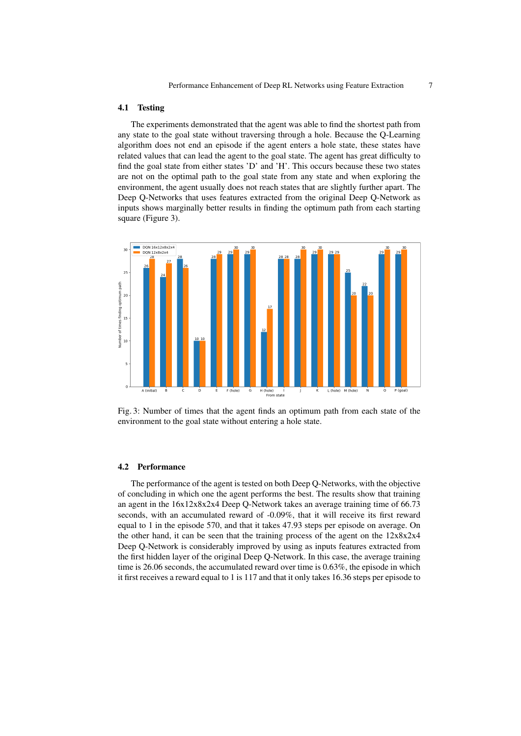### 4.1 Testing

The experiments demonstrated that the agent was able to find the shortest path from any state to the goal state without traversing through a hole. Because the Q-Learning algorithm does not end an episode if the agent enters a hole state, these states have related values that can lead the agent to the goal state. The agent has great difficulty to find the goal state from either states 'D' and 'H'. This occurs because these two states are not on the optimal path to the goal state from any state and when exploring the environment, the agent usually does not reach states that are slightly further apart. The Deep Q-Networks that uses features extracted from the original Deep Q-Network as inputs shows marginally better results in finding the optimum path from each starting square (Figure 3).

Fig. 3: Number of times that the agent finds an optimum path from each state of the environment to the goal state without entering a hole state.

### 4.2 Performance

The performance of the agent is tested on both Deep Q-Networks, with the objective of concluding in which one the agent performs the best. The results show that training an agent in the 16x12x8x2x4 Deep Q-Network takes an average training time of 66.73 seconds, with an accumulated reward of -0.09%, that it will receive its first reward equal to 1 in the episode 570, and that it takes 47.93 steps per episode on average. On the other hand, it can be seen that the training process of the agent on the 12x8x2x4 Deep Q-Network is considerably improved by using as inputs features extracted from the first hidden layer of the original Deep Q-Network. In this case, the average training time is 26.06 seconds, the accumulated reward over time is 0.63%, the episode in which it first receives a reward equal to 1 is 117 and that it only takes 16.36 steps per episode to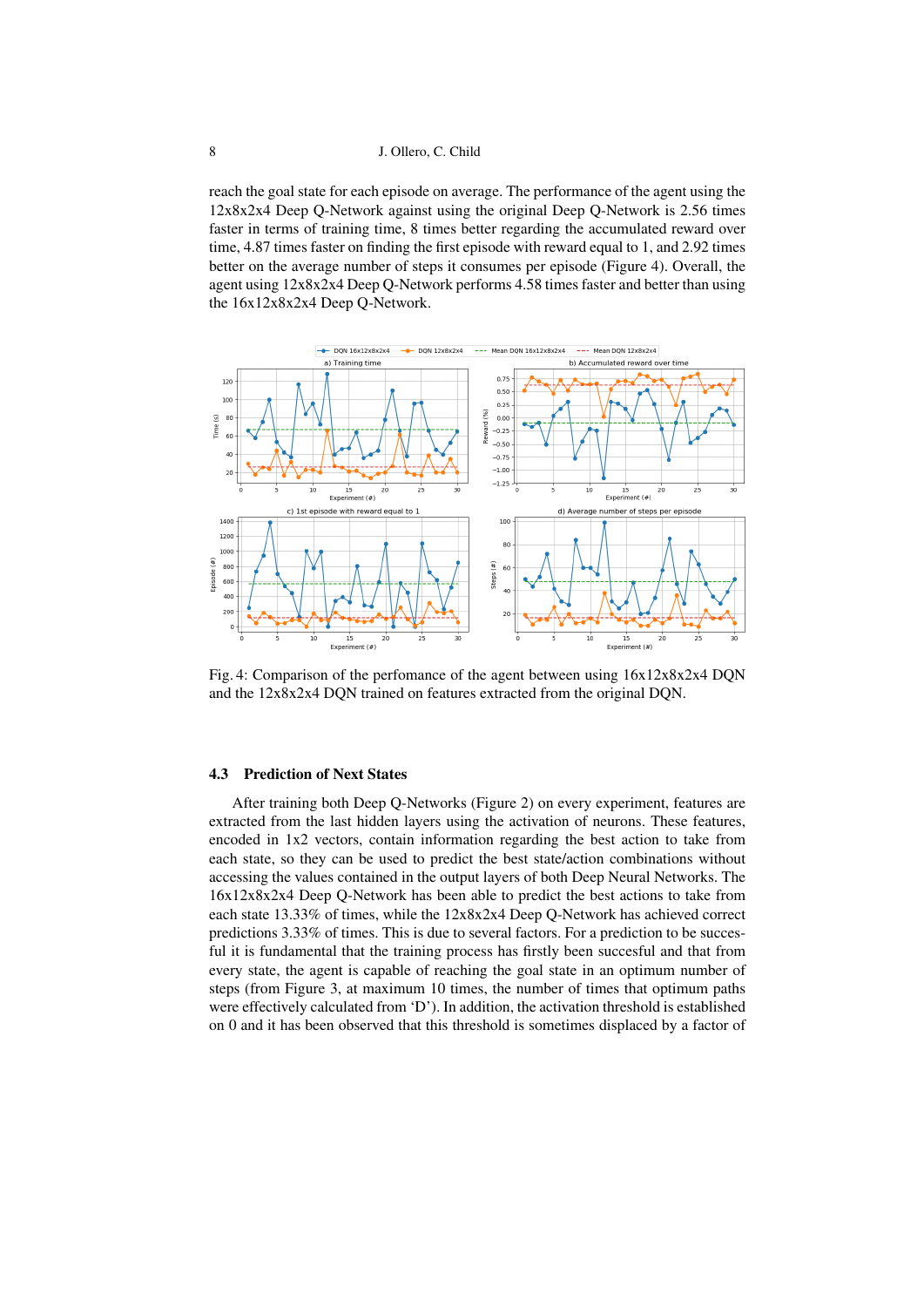reach the goal state for each episode on average. The performance of the agent using the 12x8x2x4 Deep Q-Network against using the original Deep Q-Network is 2.56 times faster in terms of training time, 8 times better regarding the accumulated reward over time, 4.87 times faster on finding the first episode with reward equal to 1, and 2.92 times better on the average number of steps it consumes per episode (Figure 4). Overall, the agent using 12x8x2x4 Deep Q-Network performs 4.58 times faster and better than using the 16x12x8x2x4 Deep Q-Network.

Fig. 4: Comparison of the perfomance of the agent between using 16x12x8x2x4 DQN and the 12x8x2x4 DQN trained on features extracted from the original DQN.

### 4.3 Prediction of Next States

After training both Deep Q-Networks (Figure 2) on every experiment, features are extracted from the last hidden layers using the activation of neurons. These features, encoded in 1x2 vectors, contain information regarding the best action to take from each state, so they can be used to predict the best state/action combinations without accessing the values contained in the output layers of both Deep Neural Networks. The 16x12x8x2x4 Deep Q-Network has been able to predict the best actions to take from each state 13.33% of times, while the 12x8x2x4 Deep Q-Network has achieved correct predictions 3.33% of times. This is due to several factors. For a prediction to be successful it is fundamental that the training process has firstly been succesful and that from every state, the agent is capable of reaching the goal state in an optimum number of steps (from Figure 3, at maximum 10 times, the number of times that optimum paths were effectively calculated from 'D'). In addition, the activation threshold is established on 0 and it has been observed that this threshold is sometimes displaced by a factor of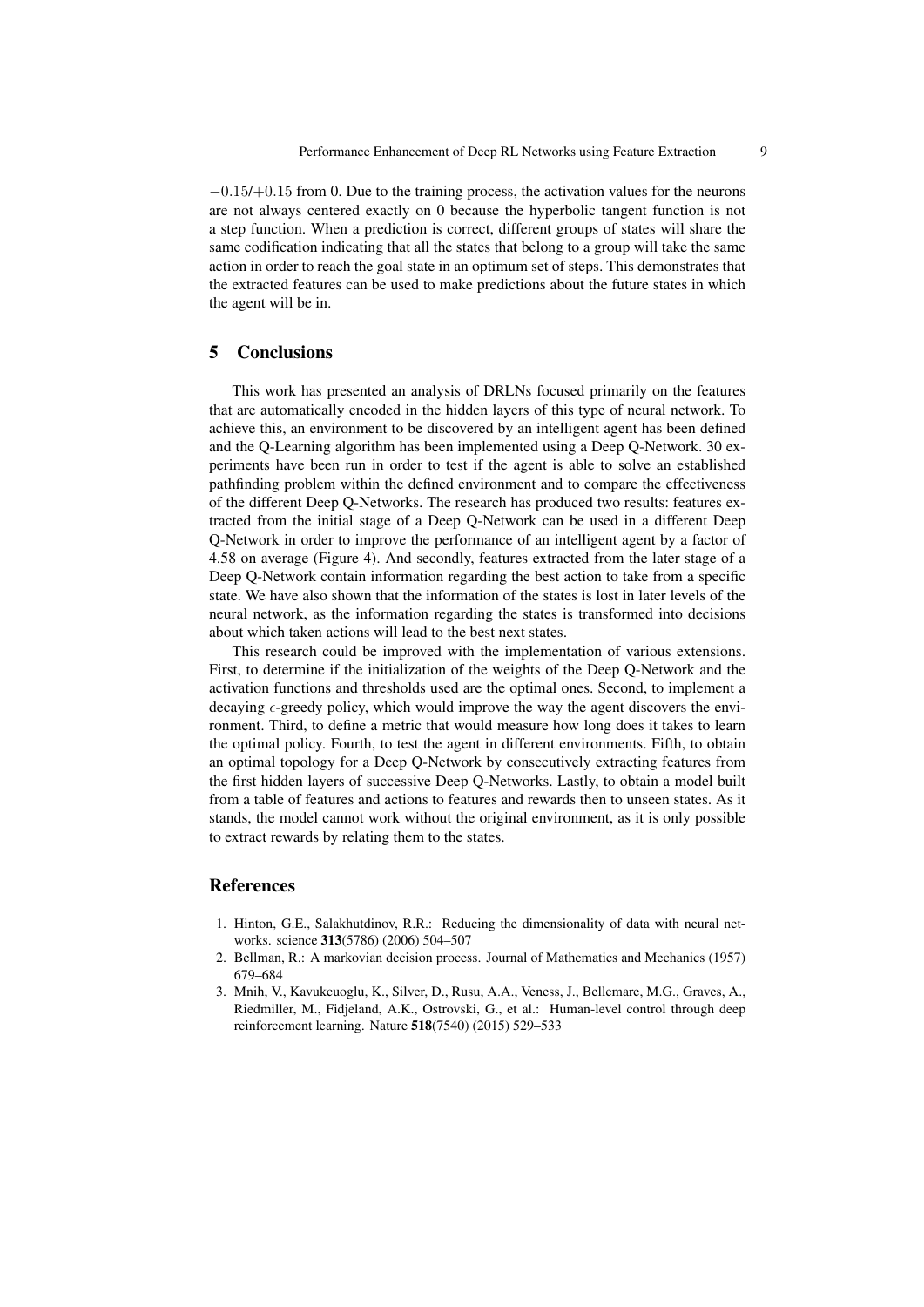$-0.15$/$+0.15$ from 0. Due to the training process, the activation values for the neurons are not always centered exactly on 0 because the hyperbolic tangent function is not a step function. When a prediction is correct, different groups of states will share the same codification indicating that all the states that belong to a group will take the same action in order to reach the goal state in an optimum set of steps. This demonstrates that the extracted features can be used to make predictions about the future states in which the agent will be in.

## 5 Conclusions

This work has presented an analysis of DRLNs focused primarily on the features that are automatically encoded in the hidden layers of this type of neural network. To achieve this, an environment to be discovered by an intelligent agent has been defined and the Q-Learning algorithm has been implemented using a Deep Q-Network. 30 experiments have been run in order to test if the agent is able to solve an established pathfinding problem within the defined environment and to compare the effectiveness of the different Deep Q-Networks. The research has produced two results: features extracted from the initial stage of a Deep Q-Network can be used in a different Deep Q-Network in order to improve the performance of an intelligent agent by a factor of 4.58 on average (Figure 4). And secondly, features extracted from the later stage of a Deep Q-Network contain information regarding the best action to take from a specific state. We have also shown that the information of the states is lost in later levels of the neural network, as the information regarding the states is transformed into decisions about which taken actions will lead to the best next states.

This research could be improved with the implementation of various extensions. First, to determine if the initialization of the weights of the Deep Q-Network and the activation functions and thresholds used are the optimal ones. Second, to implement a decaying $\epsilon$-greedy policy, which would improve the way the agent discovers the environment. Third, to define a metric that would measure how long does it takes to learn the optimal policy. Fourth, to test the agent in different environments. Fifth, to obtain an optimal topology for a Deep Q-Network by consecutively extracting features from the first hidden layers of successive Deep Q-Networks. Lastly, to obtain a model built from a table of features and actions to features and rewards then to unseen states. As it stands, the model cannot work without the original environment, as it is only possible to extract rewards by relating them to the states.

## References

1. Hinton, G.E., Salakhutdinov, R.R.: Reducing the dimensionality of data with neural networks. science **313**(5786) (2006) 504–507
2. Bellman, R.: A markovian decision process. Journal of Mathematics and Mechanics (1957) 679–684
3. Mnih, V., Kavukcuoglu, K., Silver, D., Rusu, A.A., Veness, J., Bellemare, M.G., Graves, A., Riedmiller, M., Fidjeland, A.K., Ostrovski, G., et al.: Human-level control through deep reinforcement learning. Nature **518**(7540) (2015) 529–533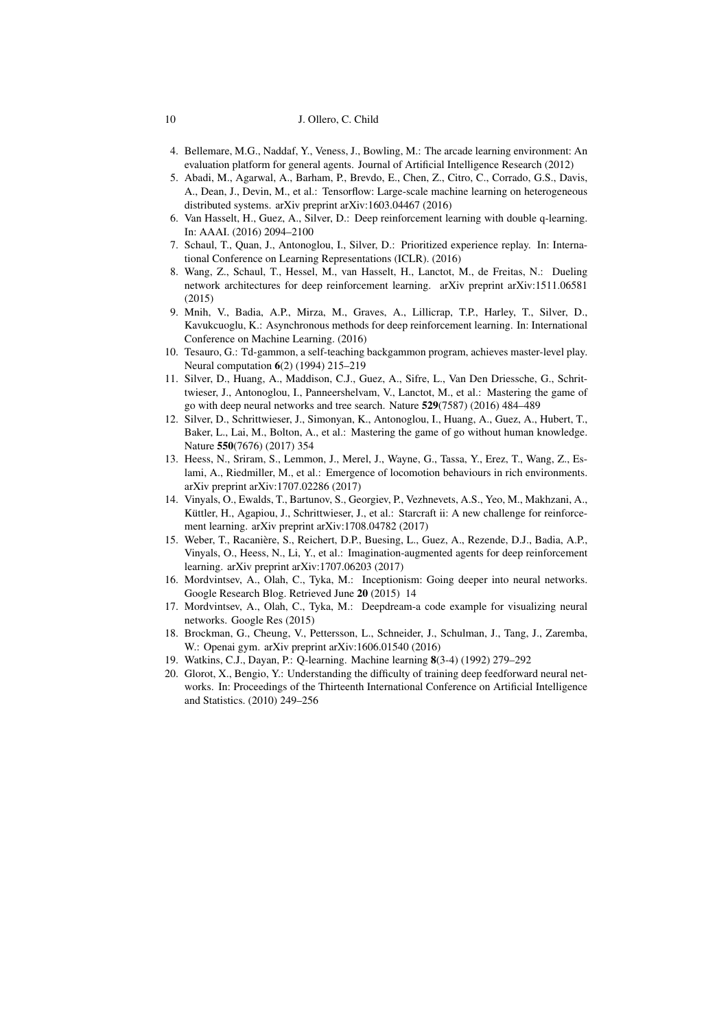4. Bellemare, M.G., Naddaf, Y., Veness, J., Bowling, M.: The arcade learning environment: An evaluation platform for general agents. Journal of Artificial Intelligence Research (2012)
5. Abadi, M., Agarwal, A., Barham, P., Brevdo, E., Chen, Z., Citro, C., Corrado, G.S., Davis, A., Dean, J., Devin, M., et al.: Tensorflow: Large-scale machine learning on heterogeneous distributed systems. arXiv preprint arXiv:1603.04467 (2016)
6. Van Hasselt, H., Guez, A., Silver, D.: Deep reinforcement learning with double q-learning. In: AAAI. (2016) 2094–2100
7. Schaul, T., Quan, J., Antonoglou, I., Silver, D.: Prioritized experience replay. In: International Conference on Learning Representations (ICLR). (2016)
8. Wang, Z., Schaul, T., Hessel, M., van Hasselt, H., Lanctot, M., de Freitas, N.: Dueling network architectures for deep reinforcement learning. arXiv preprint arXiv:1511.06581 (2015)
9. Mnih, V., Badia, A.P., Mirza, M., Graves, A., Lillicrap, T.P., Harley, T., Silver, D., Kavukcuoglu, K.: Asynchronous methods for deep reinforcement learning. In: International Conference on Machine Learning. (2016)
10. Tesauro, G.: Td-gammon, a self-teaching backgammon program, achieves master-level play. Neural computation **6**(2) (1994) 215–219
11. Silver, D., Huang, A., Maddison, C.J., Guez, A., Sifre, L., Van Den Driessche, G., Schrittwieser, J., Antonoglou, I., Panneershelvam, V., Lanctot, M., et al.: Mastering the game of go with deep neural networks and tree search. Nature **529**(7587) (2016) 484–489
12. Silver, D., Schrittwieser, J., Simonyan, K., Antonoglou, I., Huang, A., Guez, A., Hubert, T., Baker, L., Lai, M., Bolton, A., et al.: Mastering the game of go without human knowledge. Nature **550**(7676) (2017) 354
13. Heess, N., Sriram, S., Lemmon, J., Merel, J., Wayne, G., Tassa, Y., Erez, T., Wang, Z., Eslami, A., Riedmiller, M., et al.: Emergence of locomotion behaviours in rich environments. arXiv preprint arXiv:1707.02286 (2017)
14. Vinyals, O., Ewalds, T., Bartunov, S., Georgiev, P., Vezhnevets, A.S., Yeo, M., Makhzani, A., Küttler, H., Agapiou, J., Schrittwieser, J., et al.: Starcraft ii: A new challenge for reinforcement learning. arXiv preprint arXiv:1708.04782 (2017)
15. Weber, T., Racanière, S., Reichert, D.P., Buesing, L., Guez, A., Rezende, D.J., Badia, A.P., Vinyals, O., Heess, N., Li, Y., et al.: Imagination-augmented agents for deep reinforcement learning. arXiv preprint arXiv:1707.06203 (2017)
16. Mordvintsev, A., Olah, C., Tyka, M.: Inceptionism: Going deeper into neural networks. Google Research Blog. Retrieved June **20** (2015) 14
17. Mordvintsev, A., Olah, C., Tyka, M.: Deepdream-a code example for visualizing neural networks. Google Res (2015)
18. Brockman, G., Cheung, V., Pettersson, L., Schneider, J., Schulman, J., Tang, J., Zaremba, W.: Openai gym. arXiv preprint arXiv:1606.01540 (2016)
19. Watkins, C.J., Dayan, P.: Q-learning. Machine learning **8**(3-4) (1992) 279–292
20. Glorot, X., Bengio, Y.: Understanding the difficulty of training deep feedforward neural networks. In: Proceedings of the Thirteenth International Conference on Artificial Intelligence and Statistics. (2010) 249–256